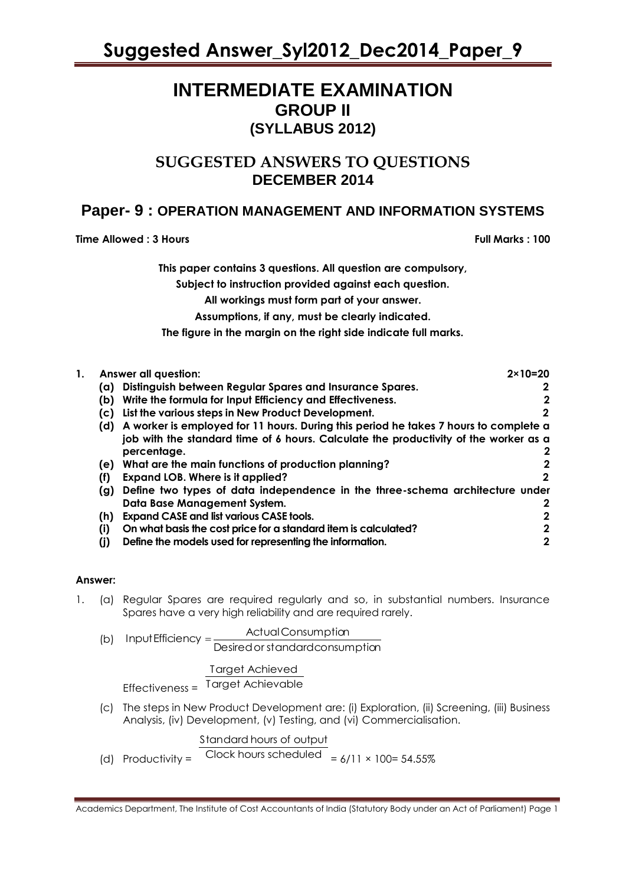# INTERMEDIATE EXAMINATION

## GROUP II

## (SYLLABUS 2012)

## SUGGESTED ANSWERS TO QUESTIONS DECEMBER 2014

## Paper- 9 : OPERATION MANAGEMENT AND INFORMATION SYSTEMS

**Time Allowed : 3 Hours** **Full Marks : 100**

**This paper contains 3 questions. All question are compulsory,**
**Subject to instruction provided against each question.**
**All workings must form part of your answer.**
**Assumptions, if any, must be clearly indicated.**
**The figure in the margin on the right side indicate full marks.**

**1. Answer all question:** **2×10=20**

- **(a) Distinguish between Regular Spares and Insurance Spares.** **2**
- **(b) Write the formula for Input Efficiency and Effectiveness.** **2**
- **(c) List the various steps in New Product Development.** **2**
- **(d) A worker is employed for 11 hours. During this period he takes 7 hours to complete a job with the standard time of 6 hours. Calculate the productivity of the worker as a percentage.** **2**
- **(e) What are the main functions of production planning?** **2**
- **(f) Expand LOB. Where is it applied?** **2**
- **(g) Define two types of data independence in the three-schema architecture under Data Base Management System.** **2**
- **(h) Expand CASE and list various CASE tools.** **2**
- **(i) On what basis the cost price for a standard item is calculated?** **2**
- **(j) Define the models used for representing the information.** **2**

**Answer:**

1. (a) Regular Spares are required regularly and so, in substantial numbers. Insurance Spares have a very high reliability and are required rarely.

(b) $\text{Input Efficiency} = \dfrac{\text{Actual Consumption}}{\text{Desired or standard consumption}}$

$\text{Effectiveness} = \dfrac{\text{Target Achieved}}{\text{Target Achievable}}$

(c) The steps in New Product Development are: (i) Exploration, (ii) Screening, (iii) Business Analysis, (iv) Development, (v) Testing, and (vi) Commercialisation.

(d) $\text{Productivity} = \dfrac{\text{Standard hours of output}}{\text{Clock hours scheduled}} = 6/11 \times 100 = 54.55\%$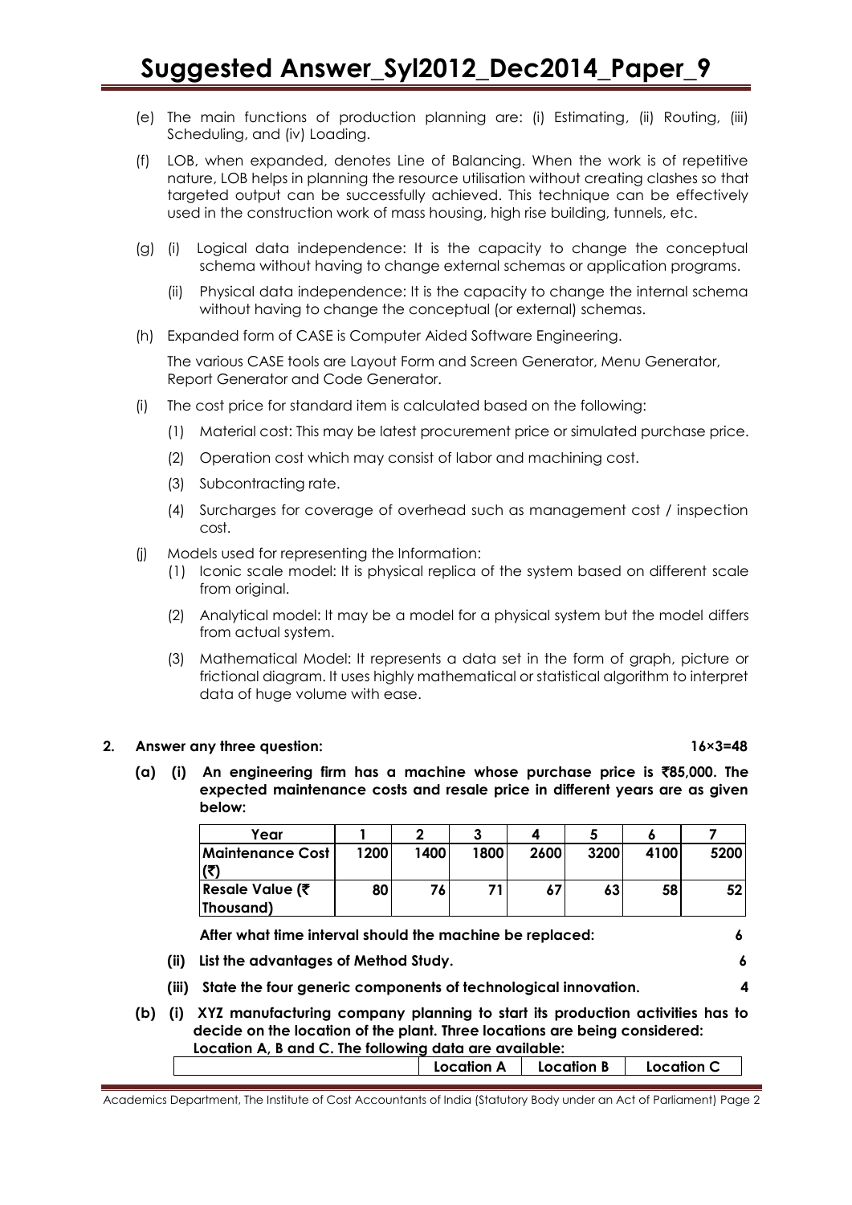(e) The main functions of production planning are: (i) Estimating, (ii) Routing, (iii) Scheduling, and (iv) Loading.

(f) LOB, when expanded, denotes Line of Balancing. When the work is of repetitive nature, LOB helps in planning the resource utilisation without creating clashes so that targeted output can be successfully achieved. This technique can be effectively used in the construction work of mass housing, high rise building, tunnels, etc.

(g) (i) Logical data independence: It is the capacity to change the conceptual schema without having to change external schemas or application programs.

(ii) Physical data independence: It is the capacity to change the internal schema without having to change the conceptual (or external) schemas.

(h) Expanded form of CASE is Computer Aided Software Engineering.

The various CASE tools are Layout Form and Screen Generator, Menu Generator, Report Generator and Code Generator.

(i) The cost price for standard item is calculated based on the following:

(1) Material cost: This may be latest procurement price or simulated purchase price.

(2) Operation cost which may consist of labor and machining cost.

(3) Subcontracting rate.

(4) Surcharges for coverage of overhead such as management cost / inspection cost.

(j) Models used for representing the Information:

(1) Iconic scale model: It is physical replica of the system based on different scale from original.

(2) Analytical model: It may be a model for a physical system but the model differs from actual system.

(3) Mathematical Model: It represents a data set in the form of graph, picture or frictional diagram. It uses highly mathematical or statistical algorithm to interpret data of huge volume with ease.

**2. Answer any three question: 16×3=48**

**(a) (i) An engineering firm has a machine whose purchase price is ₹85,000. The expected maintenance costs and resale price in different years are as given below:**

| Year | 1 | 2 | 3 | 4 | 5 | 6 | 7 |
|---|---|---|---|---|---|---|---|
| Maintenance Cost (₹) | 1200 | 1400 | 1800 | 2600 | 3200 | 4100 | 5200 |
| Resale Value (₹ Thousand) | 80 | 76 | 71 | 67 | 63 | 58 | 52 |

**After what time interval should the machine be replaced: 6**

**(ii) List the advantages of Method Study. 6**

**(iii) State the four generic components of technological innovation. 4**

**(b) (i) XYZ manufacturing company planning to start its production activities has to decide on the location of the plant. Three locations are being considered: Location A, B and C. The following data are available:**

| | Location A | Location B | Location C |
|---|---|---|---|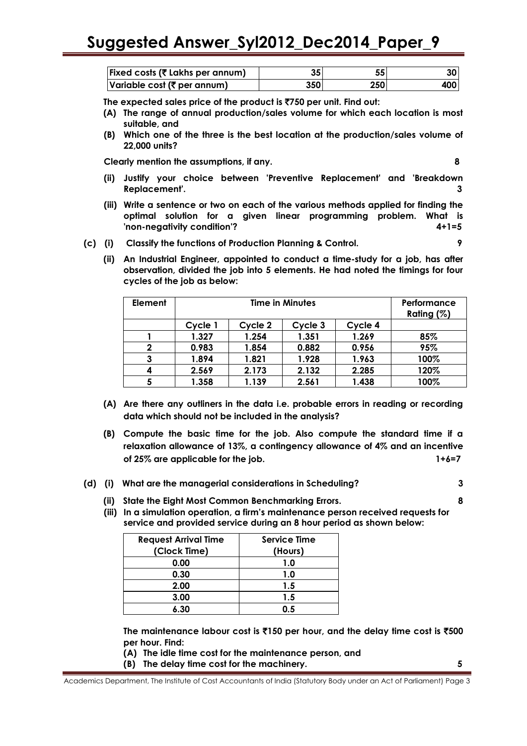| | | | |
|---|---|---|---|
| **Fixed costs (₹ Lakhs per annum)** | **35** | **55** | **30** |
| **Variable cost (₹ per annum)** | **350** | **250** | **400** |

**The expected sales price of the product is ₹750 per unit. Find out:**

**(A) The range of annual production/sales volume for which each location is most suitable, and**

**(B) Which one of the three is the best location at the production/sales volume of 22,000 units?**

**Clearly mention the assumptions, if any. 8**

**(ii) Justify your choice between 'Preventive Replacement' and 'Breakdown Replacement'. 3**

**(iii) Write a sentence or two on each of the various methods applied for finding the optimal solution for a given linear programming problem. What is 'non-negativity condition'? 4+1=5**

**(c) (i) Classify the functions of Production Planning & Control. 9**

**(ii) An Industrial Engineer, appointed to conduct a time-study for a job, has after observation, divided the job into 5 elements. He had noted the timings for four cycles of the job as below:**

| Element | Time in Minutes | | | | Performance Rating (%) |
|---|---|---|---|---|---|
| | Cycle 1 | Cycle 2 | Cycle 3 | Cycle 4 | |
| **1** | **1.327** | **1.254** | **1.351** | **1.269** | **85%** |
| **2** | **0.983** | **1.854** | **0.882** | **0.956** | **95%** |
| **3** | **1.894** | **1.821** | **1.928** | **1.963** | **100%** |
| **4** | **2.569** | **2.173** | **2.132** | **2.285** | **120%** |
| **5** | **1.358** | **1.139** | **2.561** | **1.438** | **100%** |

**(A) Are there any outliners in the data i.e. probable errors in reading or recording data which should not be included in the analysis?**

**(B) Compute the basic time for the job. Also compute the standard time if a relaxation allowance of 13%, a contingency allowance of 4% and an incentive of 25% are applicable for the job. 1+6=7**

**(d) (i) What are the managerial considerations in Scheduling? 3**

**(ii) State the Eight Most Common Benchmarking Errors. 8**

**(iii) In a simulation operation, a firm's maintenance person received requests for service and provided service during an 8 hour period as shown below:**

| Request Arrival Time (Clock Time) | Service Time (Hours) |
|---|---|
| **0.00** | **1.0** |
| **0.30** | **1.0** |
| **2.00** | **1.5** |
| **3.00** | **1.5** |
| **6.30** | **0.5** |

**The maintenance labour cost is ₹150 per hour, and the delay time cost is ₹500 per hour. Find:**

**(A) The idle time cost for the maintenance person, and**

**(B) The delay time cost for the machinery. 5**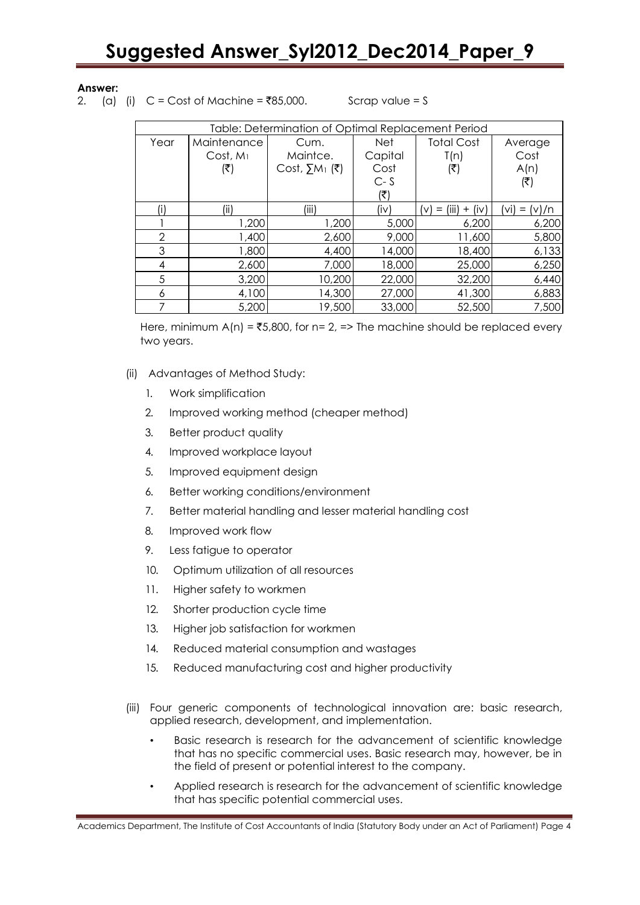**Answer:**

2. (a) (i) C = Cost of Machine = ₹85,000. Scrap value = S

| Table: Determination of Optimal Replacement Period | | | | | |
|---|---|---|---|---|---|
| Year | Maintenance Cost, $M_1$ (₹) | Cum. Maintce. Cost, $\sum M_1$ (₹) | Net Capital Cost C- S (₹) | Total Cost T(n) (₹) | Average Cost A(n) (₹) |
| (i) | (ii) | (iii) | (iv) | (v) = (iii) + (iv) | (vi) = (v)/n |
| 1 | 1,200 | 1,200 | 5,000 | 6,200 | 6,200 |
| 2 | 1,400 | 2,600 | 9,000 | 11,600 | 5,800 |
| 3 | 1,800 | 4,400 | 14,000 | 18,400 | 6,133 |
| 4 | 2,600 | 7,000 | 18,000 | 25,000 | 6,250 |
| 5 | 3,200 | 10,200 | 22,000 | 32,200 | 6,440 |
| 6 | 4,100 | 14,300 | 27,000 | 41,300 | 6,883 |
| 7 | 5,200 | 19,500 | 33,000 | 52,500 | 7,500 |

Here, minimum A(n) = ₹5,800, for n= 2, => The machine should be replaced every two years.

(ii) Advantages of Method Study:

1. Work simplification
2. Improved working method (cheaper method)
3. Better product quality
4. Improved workplace layout
5. Improved equipment design
6. Better working conditions/environment
7. Better material handling and lesser material handling cost
8. Improved work flow
9. Less fatigue to operator
10. Optimum utilization of all resources
11. Higher safety to workmen
12. Shorter production cycle time
13. Higher job satisfaction for workmen
14. Reduced material consumption and wastages
15. Reduced manufacturing cost and higher productivity

(iii) Four generic components of technological innovation are: basic research, applied research, development, and implementation.

- Basic research is research for the advancement of scientific knowledge that has no specific commercial uses. Basic research may, however, be in the field of present or potential interest to the company.
- Applied research is research for the advancement of scientific knowledge that has specific potential commercial uses.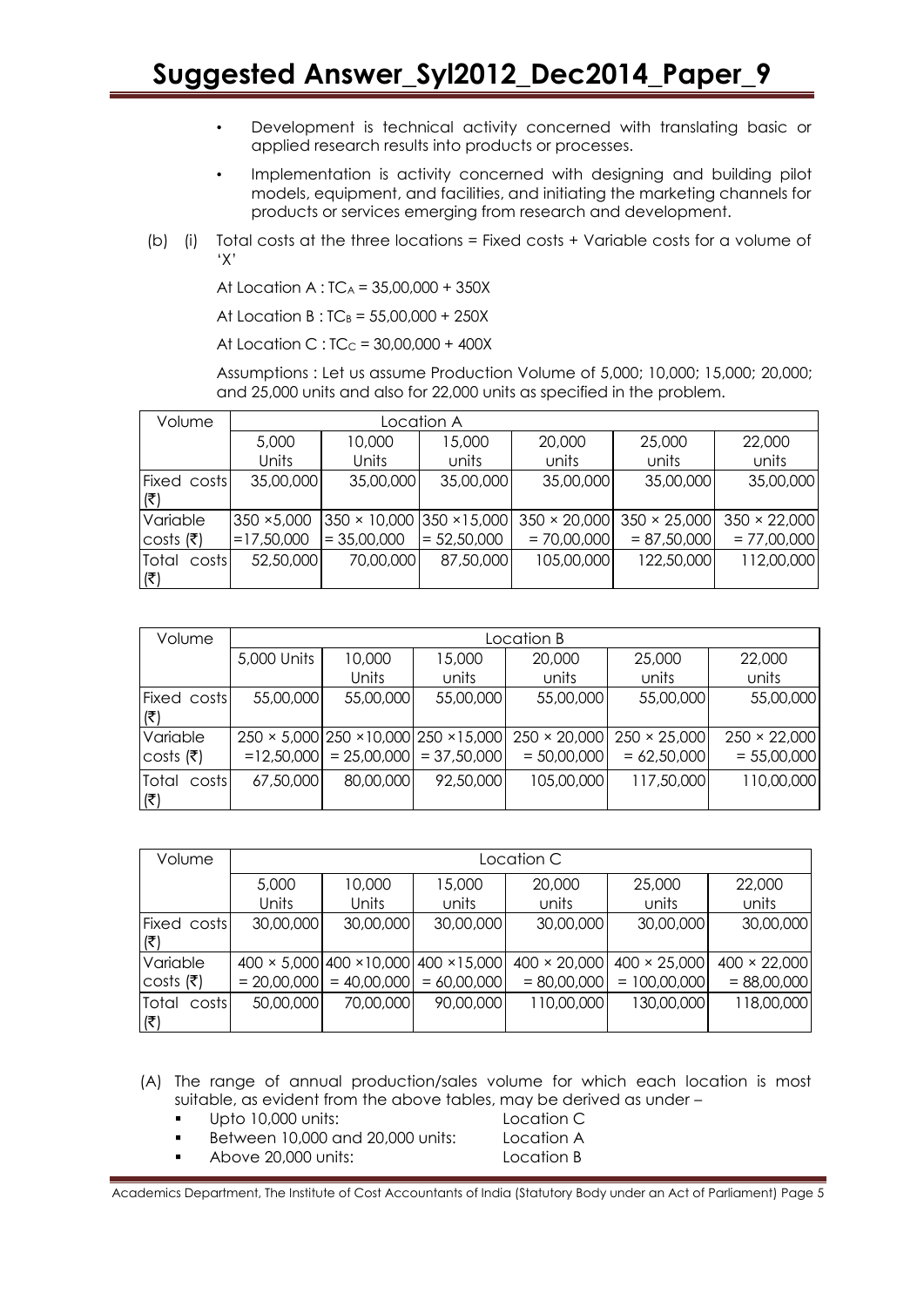- Development is technical activity concerned with translating basic or applied research results into products or processes.
- Implementation is activity concerned with designing and building pilot models, equipment, and facilities, and initiating the marketing channels for products or services emerging from research and development.

(b) (i) Total costs at the three locations = Fixed costs + Variable costs for a volume of 'X'

At Location A : $TC_A$ = 35,00,000 + 350X

At Location B : $TC_B$ = 55,00,000 + 250X

At Location C : $TC_C$ = 30,00,000 + 400X

Assumptions : Let us assume Production Volume of 5,000; 10,000; 15,000; 20,000; and 25,000 units and also for 22,000 units as specified in the problem.

| Volume | Location A | | | | | |
|---|---|---|---|---|---|---|
| | 5,000 Units | 10,000 Units | 15,000 units | 20,000 units | 25,000 units | 22,000 units |
| Fixed costs (₹) | 35,00,000 | 35,00,000 | 35,00,000 | 35,00,000 | 35,00,000 | 35,00,000 |
| Variable costs (₹) | 350 ×5,000 =17,50,000 | 350 × 10,000 = 35,00,000 | 350 ×15,000 = 52,50,000 | 350 × 20,000 = 70,00,000 | 350 × 25,000 = 87,50,000 | 350 × 22,000 = 77,00,000 |
| Total costs (₹) | 52,50,000 | 70,00,000 | 87,50,000 | 105,00,000 | 122,50,000 | 112,00,000 |

| Volume | Location B | | | | | |
|---|---|---|---|---|---|---|
| | 5,000 Units | 10,000 Units | 15,000 units | 20,000 units | 25,000 units | 22,000 units |
| Fixed costs (₹) | 55,00,000 | 55,00,000 | 55,00,000 | 55,00,000 | 55,00,000 | 55,00,000 |
| Variable costs (₹) | 250 × 5,000 =12,50,000 | 250 ×10,000 = 25,00,000 | 250 ×15,000 = 37,50,000 | 250 × 20,000 = 50,00,000 | 250 × 25,000 = 62,50,000 | 250 × 22,000 = 55,00,000 |
| Total costs (₹) | 67,50,000 | 80,00,000 | 92,50,000 | 105,00,000 | 117,50,000 | 110,00,000 |

| Volume | Location C | | | | | |
|---|---|---|---|---|---|---|
| | 5,000 Units | 10,000 Units | 15,000 units | 20,000 units | 25,000 units | 22,000 units |
| Fixed costs (₹) | 30,00,000 | 30,00,000 | 30,00,000 | 30,00,000 | 30,00,000 | 30,00,000 |
| Variable costs (₹) | 400 × 5,000 = 20,00,000 | 400 ×10,000 = 40,00,000 | 400 ×15,000 = 60,00,000 | 400 × 20,000 = 80,00,000 | 400 × 25,000 = 100,00,000 | 400 × 22,000 = 88,00,000 |
| Total costs (₹) | 50,00,000 | 70,00,000 | 90,00,000 | 110,00,000 | 130,00,000 | 118,00,000 |

(A) The range of annual production/sales volume for which each location is most suitable, as evident from the above tables, may be derived as under –

- Upto 10,000 units: Location C
- Between 10,000 and 20,000 units: Location A
- Above 20,000 units: Location B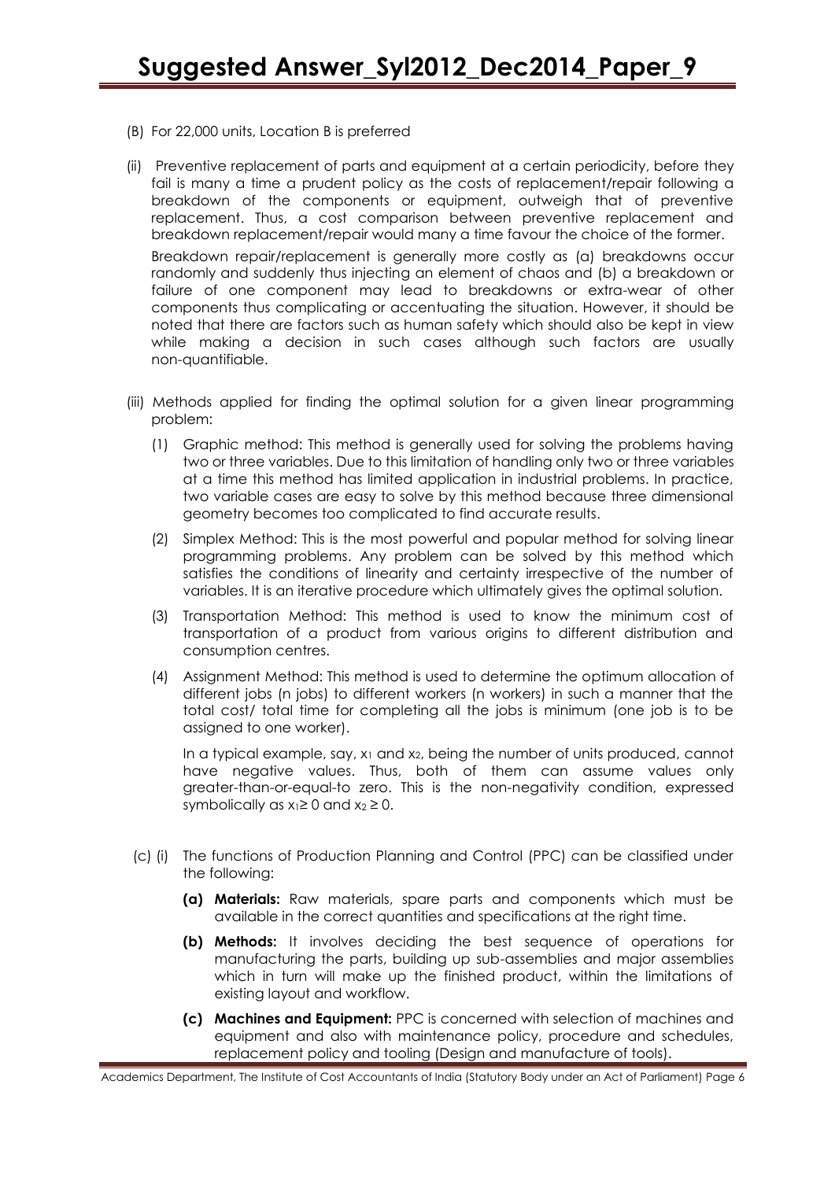(B) For 22,000 units, Location B is preferred

(ii) Preventive replacement of parts and equipment at a certain periodicity, before they fail is many a time a prudent policy as the costs of replacement/repair following a breakdown of the components or equipment, outweigh that of preventive replacement. Thus, a cost comparison between preventive replacement and breakdown replacement/repair would many a time favour the choice of the former.

Breakdown repair/replacement is generally more costly as (a) breakdowns occur randomly and suddenly thus injecting an element of chaos and (b) a breakdown or failure of one component may lead to breakdowns or extra-wear of other components thus complicating or accentuating the situation. However, it should be noted that there are factors such as human safety which should also be kept in view while making a decision in such cases although such factors are usually non-quantifiable.

(iii) Methods applied for finding the optimal solution for a given linear programming problem:

(1) Graphic method: This method is generally used for solving the problems having two or three variables. Due to this limitation of handling only two or three variables at a time this method has limited application in industrial problems. In practice, two variable cases are easy to solve by this method because three dimensional geometry becomes too complicated to find accurate results.

(2) Simplex Method: This is the most powerful and popular method for solving linear programming problems. Any problem can be solved by this method which satisfies the conditions of linearity and certainty irrespective of the number of variables. It is an iterative procedure which ultimately gives the optimal solution.

(3) Transportation Method: This method is used to know the minimum cost of transportation of a product from various origins to different distribution and consumption centres.

(4) Assignment Method: This method is used to determine the optimum allocation of different jobs (n jobs) to different workers (n workers) in such a manner that the total cost/ total time for completing all the jobs is minimum (one job is to be assigned to one worker).

In a typical example, say, $x_1$ and $x_2$, being the number of units produced, cannot have negative values. Thus, both of them can assume values only greater-than-or-equal-to zero. This is the non-negativity condition, expressed symbolically as $x_1 \geq 0$ and $x_2 \geq 0$.

(c) (i) The functions of Production Planning and Control (PPC) can be classified under the following:

**(a) Materials:** Raw materials, spare parts and components which must be available in the correct quantities and specifications at the right time.

**(b) Methods:** It involves deciding the best sequence of operations for manufacturing the parts, building up sub-assemblies and major assemblies which in turn will make up the finished product, within the limitations of existing layout and workflow.

**(c) Machines and Equipment:** PPC is concerned with selection of machines and equipment and also with maintenance policy, procedure and schedules, replacement policy and tooling (Design and manufacture of tools).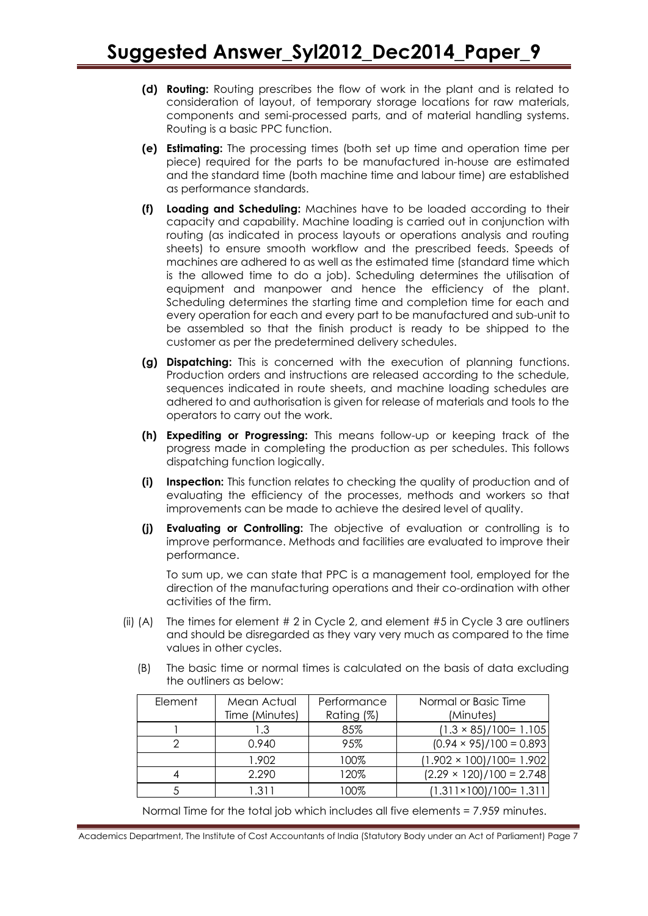**(d) Routing:** Routing prescribes the flow of work in the plant and is related to consideration of layout, of temporary storage locations for raw materials, components and semi-processed parts, and of material handling systems. Routing is a basic PPC function.

**(e) Estimating:** The processing times (both set up time and operation time per piece) required for the parts to be manufactured in-house are estimated and the standard time (both machine time and labour time) are established as performance standards.

**(f) Loading and Scheduling:** Machines have to be loaded according to their capacity and capability. Machine loading is carried out in conjunction with routing (as indicated in process layouts or operations analysis and routing sheets) to ensure smooth workflow and the prescribed feeds. Speeds of machines are adhered to as well as the estimated time (standard time which is the allowed time to do a job). Scheduling determines the utilisation of equipment and manpower and hence the efficiency of the plant. Scheduling determines the starting time and completion time for each and every operation for each and every part to be manufactured and sub-unit to be assembled so that the finish product is ready to be shipped to the customer as per the predetermined delivery schedules.

**(g) Dispatching:** This is concerned with the execution of planning functions. Production orders and instructions are released according to the schedule, sequences indicated in route sheets, and machine loading schedules are adhered to and authorisation is given for release of materials and tools to the operators to carry out the work.

**(h) Expediting or Progressing:** This means follow-up or keeping track of the progress made in completing the production as per schedules. This follows dispatching function logically.

**(i) Inspection:** This function relates to checking the quality of production and of evaluating the efficiency of the processes, methods and workers so that improvements can be made to achieve the desired level of quality.

**(j) Evaluating or Controlling:** The objective of evaluation or controlling is to improve performance. Methods and facilities are evaluated to improve their performance.

To sum up, we can state that PPC is a management tool, employed for the direction of the manufacturing operations and their co-ordination with other activities of the firm.

(ii) (A) The times for element # 2 in Cycle 2, and element #5 in Cycle 3 are outliners and should be disregarded as they vary very much as compared to the time values in other cycles.

(B) The basic time or normal times is calculated on the basis of data excluding the outliners as below:

| Element | Mean Actual Time (Minutes) | Performance Rating (%) | Normal or Basic Time (Minutes) |
|---|---|---|---|
| 1 | 1.3 | 85% | (1.3 × 85)/100= 1.105 |
| 2 | 0.940 | 95% | (0.94 × 95)/100 = 0.893 |
| | 1.902 | 100% | (1.902 × 100)/100= 1.902 |
| 4 | 2.290 | 120% | (2.29 × 120)/100 = 2.748 |
| 5 | 1.311 | 100% | (1.311×100)/100= 1.311 |

Normal Time for the total job which includes all five elements = 7.959 minutes.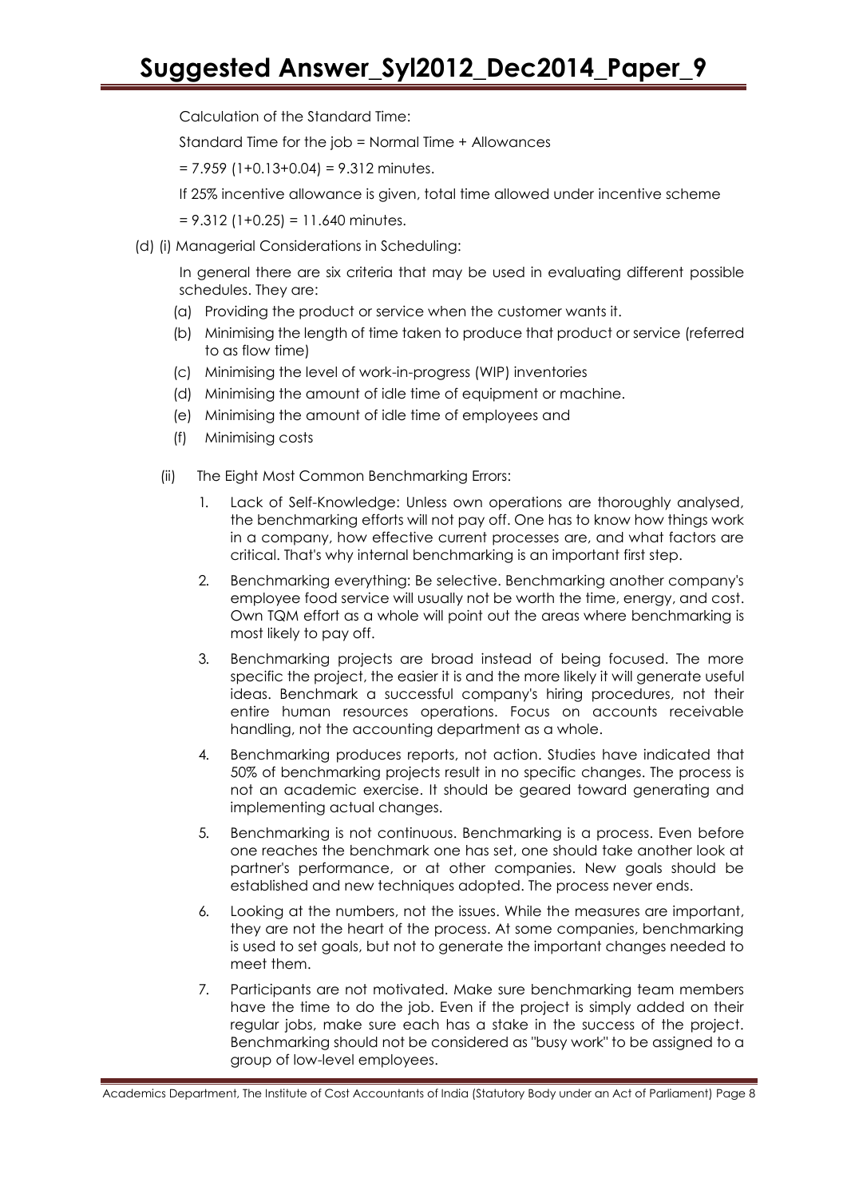Calculation of the Standard Time:

Standard Time for the job = Normal Time + Allowances

$= 7.959\ (1+0.13+0.04) = 9.312$ minutes.

If 25% incentive allowance is given, total time allowed under incentive scheme

$= 9.312\ (1+0.25) = 11.640$ minutes.

(d) (i) Managerial Considerations in Scheduling:

In general there are six criteria that may be used in evaluating different possible schedules. They are:

(a) Providing the product or service when the customer wants it.

(b) Minimising the length of time taken to produce that product or service (referred to as flow time)

(c) Minimising the level of work-in-progress (WIP) inventories

(d) Minimising the amount of idle time of equipment or machine.

(e) Minimising the amount of idle time of employees and

(f) Minimising costs

(ii) The Eight Most Common Benchmarking Errors:

1. Lack of Self-Knowledge: Unless own operations are thoroughly analysed, the benchmarking efforts will not pay off. One has to know how things work in a company, how effective current processes are, and what factors are critical. That's why internal benchmarking is an important first step.

2. Benchmarking everything: Be selective. Benchmarking another company's employee food service will usually not be worth the time, energy, and cost. Own TQM effort as a whole will point out the areas where benchmarking is most likely to pay off.

3. Benchmarking projects are broad instead of being focused. The more specific the project, the easier it is and the more likely it will generate useful ideas. Benchmark a successful company's hiring procedures, not their entire human resources operations. Focus on accounts receivable handling, not the accounting department as a whole.

4. Benchmarking produces reports, not action. Studies have indicated that 50% of benchmarking projects result in no specific changes. The process is not an academic exercise. It should be geared toward generating and implementing actual changes.

5. Benchmarking is not continuous. Benchmarking is a process. Even before one reaches the benchmark one has set, one should take another look at partner's performance, or at other companies. New goals should be established and new techniques adopted. The process never ends.

6. Looking at the numbers, not the issues. While the measures are important, they are not the heart of the process. At some companies, benchmarking is used to set goals, but not to generate the important changes needed to meet them.

7. Participants are not motivated. Make sure benchmarking team members have the time to do the job. Even if the project is simply added on their regular jobs, make sure each has a stake in the success of the project. Benchmarking should not be considered as "busy work" to be assigned to a group of low-level employees.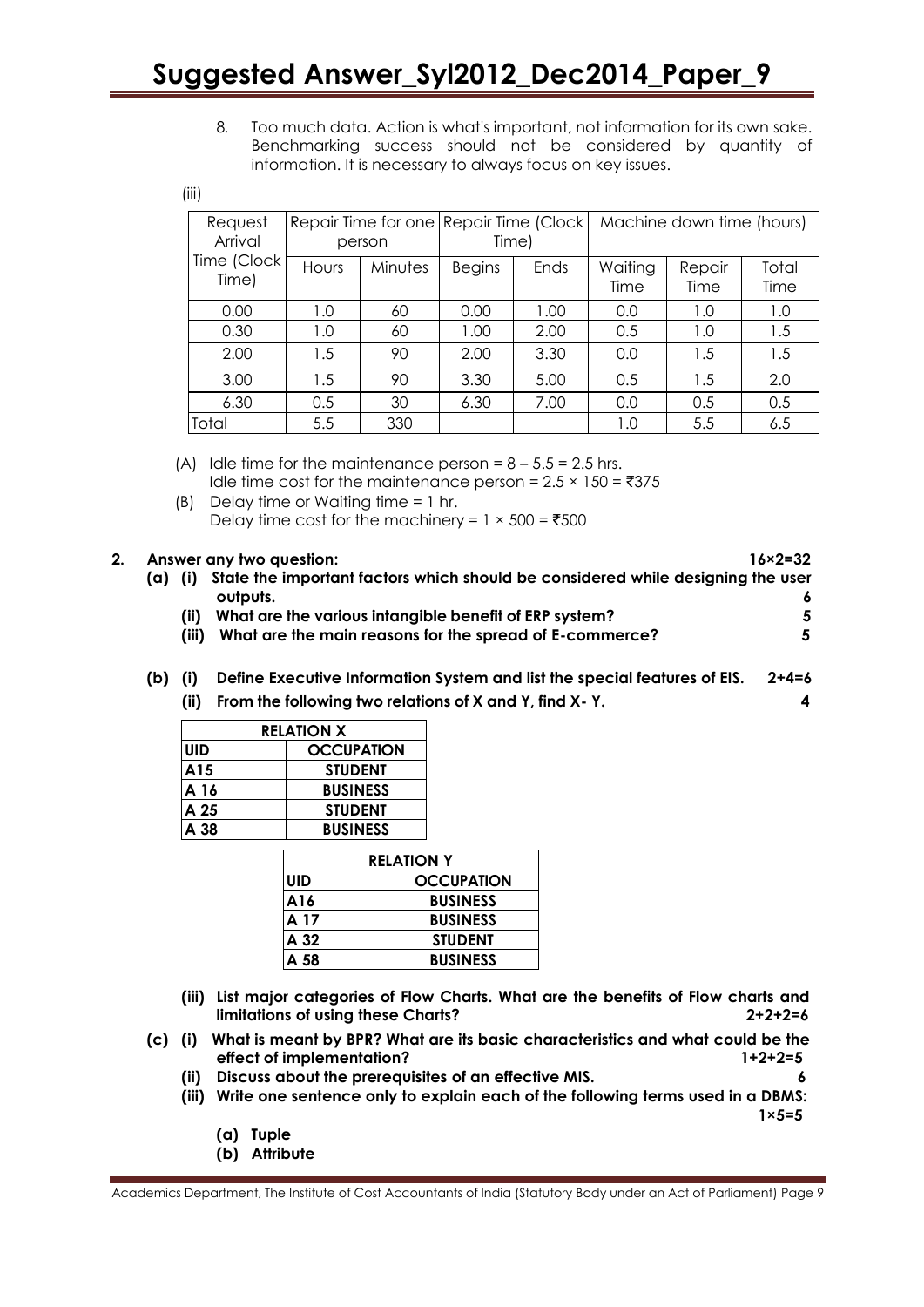8. Too much data. Action is what's important, not information for its own sake. Benchmarking success should not be considered by quantity of information. It is necessary to always focus on key issues.

(iii)

| Request Arrival Time (Clock Time) | Repair Time for one person | | Repair Time (Clock Time) | | Machine down time (hours) | | |
|---|---|---|---|---|---|---|---|
| | Hours | Minutes | Begins | Ends | Waiting Time | Repair Time | Total Time |
| 0.00 | 1.0 | 60 | 0.00 | 1.00 | 0.0 | 1.0 | 1.0 |
| 0.30 | 1.0 | 60 | 1.00 | 2.00 | 0.5 | 1.0 | 1.5 |
| 2.00 | 1.5 | 90 | 2.00 | 3.30 | 0.0 | 1.5 | 1.5 |
| 3.00 | 1.5 | 90 | 3.30 | 5.00 | 0.5 | 1.5 | 2.0 |
| 6.30 | 0.5 | 30 | 6.30 | 7.00 | 0.0 | 0.5 | 0.5 |
| Total | 5.5 | 330 | | | 1.0 | 5.5 | 6.5 |

(A) Idle time for the maintenance person = 8 – 5.5 = 2.5 hrs.
Idle time cost for the maintenance person = 2.5 × 150 = ₹375

(B) Delay time or Waiting time = 1 hr.
Delay time cost for the machinery = 1 × 500 = ₹500

**2. Answer any two question: 16×2=32**

**(a) (i) State the important factors which should be considered while designing the user outputs. 6**

**(ii) What are the various intangible benefit of ERP system? 5**

**(iii) What are the main reasons for the spread of E-commerce? 5**

**(b) (i) Define Executive Information System and list the special features of EIS. 2+4=6**

**(ii) From the following two relations of X and Y, find X- Y. 4**

| **RELATION X** | |
|---|---|
| **UID** | **OCCUPATION** |
| **A15** | **STUDENT** |
| **A 16** | **BUSINESS** |
| **A 25** | **STUDENT** |
| **A 38** | **BUSINESS** |

| **RELATION Y** | |
|---|---|
| **UID** | **OCCUPATION** |
| **A16** | **BUSINESS** |
| **A 17** | **BUSINESS** |
| **A 32** | **STUDENT** |
| **A 58** | **BUSINESS** |

**(iii) List major categories of Flow Charts. What are the benefits of Flow charts and limitations of using these Charts? 2+2+2=6**

**(c) (i) What is meant by BPR? What are its basic characteristics and what could be the effect of implementation? 1+2+2=5**

**(ii) Discuss about the prerequisites of an effective MIS. 6**

**(iii) Write one sentence only to explain each of the following terms used in a DBMS: 1×5=5**

**(a) Tuple**

**(b) Attribute**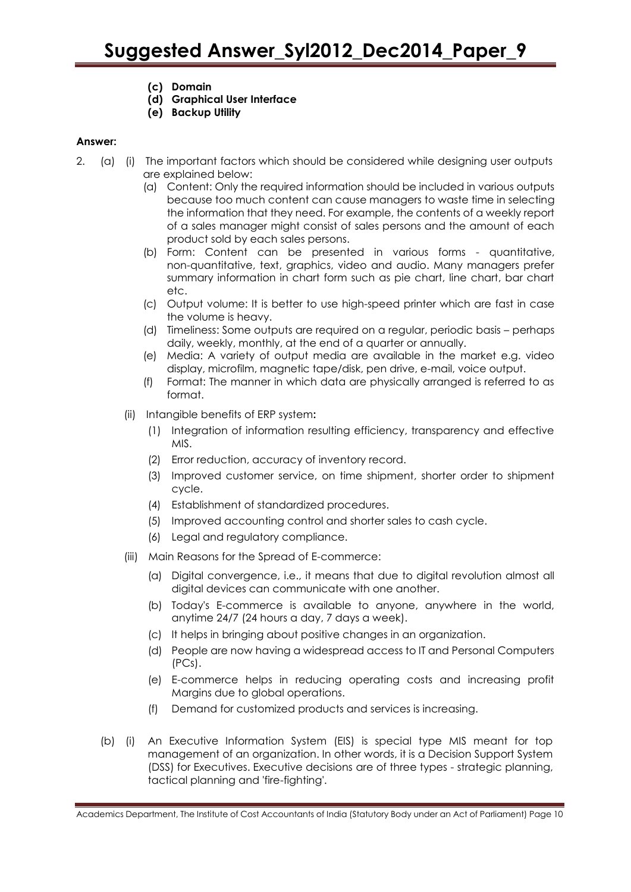**(c) Domain**
**(d) Graphical User Interface**
**(e) Backup Utility**

**Answer:**

2. (a) (i) The important factors which should be considered while designing user outputs are explained below:

   (a) Content: Only the required information should be included in various outputs because too much content can cause managers to waste time in selecting the information that they need. For example, the contents of a weekly report of a sales manager might consist of sales persons and the amount of each product sold by each sales persons.

   (b) Form: Content can be presented in various forms - quantitative, non-quantitative, text, graphics, video and audio. Many managers prefer summary information in chart form such as pie chart, line chart, bar chart etc.

   (c) Output volume: It is better to use high-speed printer which are fast in case the volume is heavy.

   (d) Timeliness: Some outputs are required on a regular, periodic basis – perhaps daily, weekly, monthly, at the end of a quarter or annually.

   (e) Media: A variety of output media are available in the market e.g. video display, microfilm, magnetic tape/disk, pen drive, e-mail, voice output.

   (f) Format: The manner in which data are physically arranged is referred to as format.

   (ii) Intangible benefits of ERP system**:**

   (1) Integration of information resulting efficiency, transparency and effective MIS.

   (2) Error reduction, accuracy of inventory record.

   (3) Improved customer service, on time shipment, shorter order to shipment cycle.

   (4) Establishment of standardized procedures.

   (5) Improved accounting control and shorter sales to cash cycle.

   (6) Legal and regulatory compliance.

   (iii) Main Reasons for the Spread of E-commerce:

   (a) Digital convergence, i.e., it means that due to digital revolution almost all digital devices can communicate with one another.

   (b) Today's E-commerce is available to anyone, anywhere in the world, anytime 24/7 (24 hours a day, 7 days a week).

   (c) It helps in bringing about positive changes in an organization.

   (d) People are now having a widespread access to IT and Personal Computers (PCs).

   (e) E-commerce helps in reducing operating costs and increasing profit Margins due to global operations.

   (f) Demand for customized products and services is increasing.

(b) (i) An Executive Information System (EIS) is special type MIS meant for top management of an organization. In other words, it is a Decision Support System (DSS) for Executives. Executive decisions are of three types - strategic planning, tactical planning and 'fire-fighting'.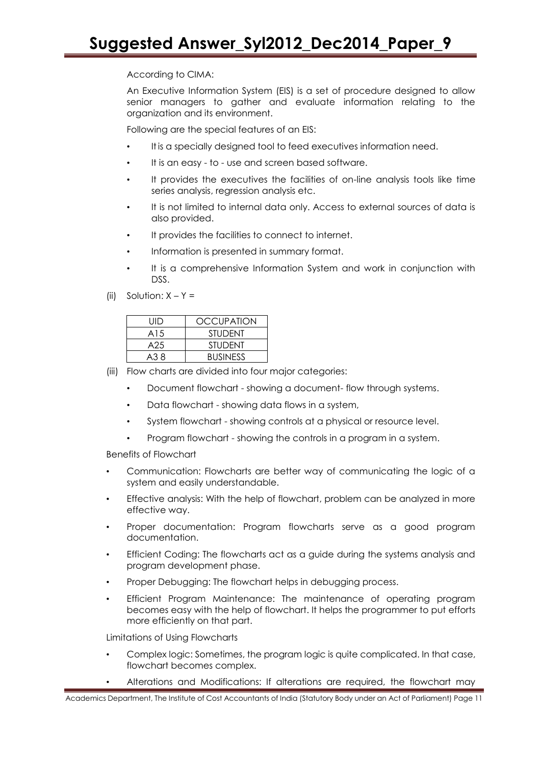According to CIMA:

An Executive Information System (EIS) is a set of procedure designed to allow senior managers to gather and evaluate information relating to the organization and its environment.

Following are the special features of an EIS:

- It is a specially designed tool to feed executives information need.
- It is an easy - to - use and screen based software.
- It provides the executives the facilities of on-line analysis tools like time series analysis, regression analysis etc.
- It is not limited to internal data only. Access to external sources of data is also provided.
- It provides the facilities to connect to internet.
- Information is presented in summary format.
- It is a comprehensive Information System and work in conjunction with DSS.

(ii) Solution: X – Y =

| UID | OCCUPATION |
|---|---|
| A15 | STUDENT |
| A25 | STUDENT |
| A3 8 | BUSINESS |

(iii) Flow charts are divided into four major categories:

- Document flowchart - showing a document- flow through systems.
- Data flowchart - showing data flows in a system,
- System flowchart - showing controls at a physical or resource level.
- Program flowchart - showing the controls in a program in a system.

Benefits of Flowchart

- Communication: Flowcharts are better way of communicating the logic of a system and easily understandable.
- Effective analysis: With the help of flowchart, problem can be analyzed in more effective way.
- Proper documentation: Program flowcharts serve as a good program documentation.
- Efficient Coding: The flowcharts act as a guide during the systems analysis and program development phase.
- Proper Debugging: The flowchart helps in debugging process.
- Efficient Program Maintenance: The maintenance of operating program becomes easy with the help of flowchart. It helps the programmer to put efforts more efficiently on that part.

Limitations of Using Flowcharts

- Complex logic: Sometimes, the program logic is quite complicated. In that case, flowchart becomes complex.
- Alterations and Modifications: If alterations are required, the flowchart may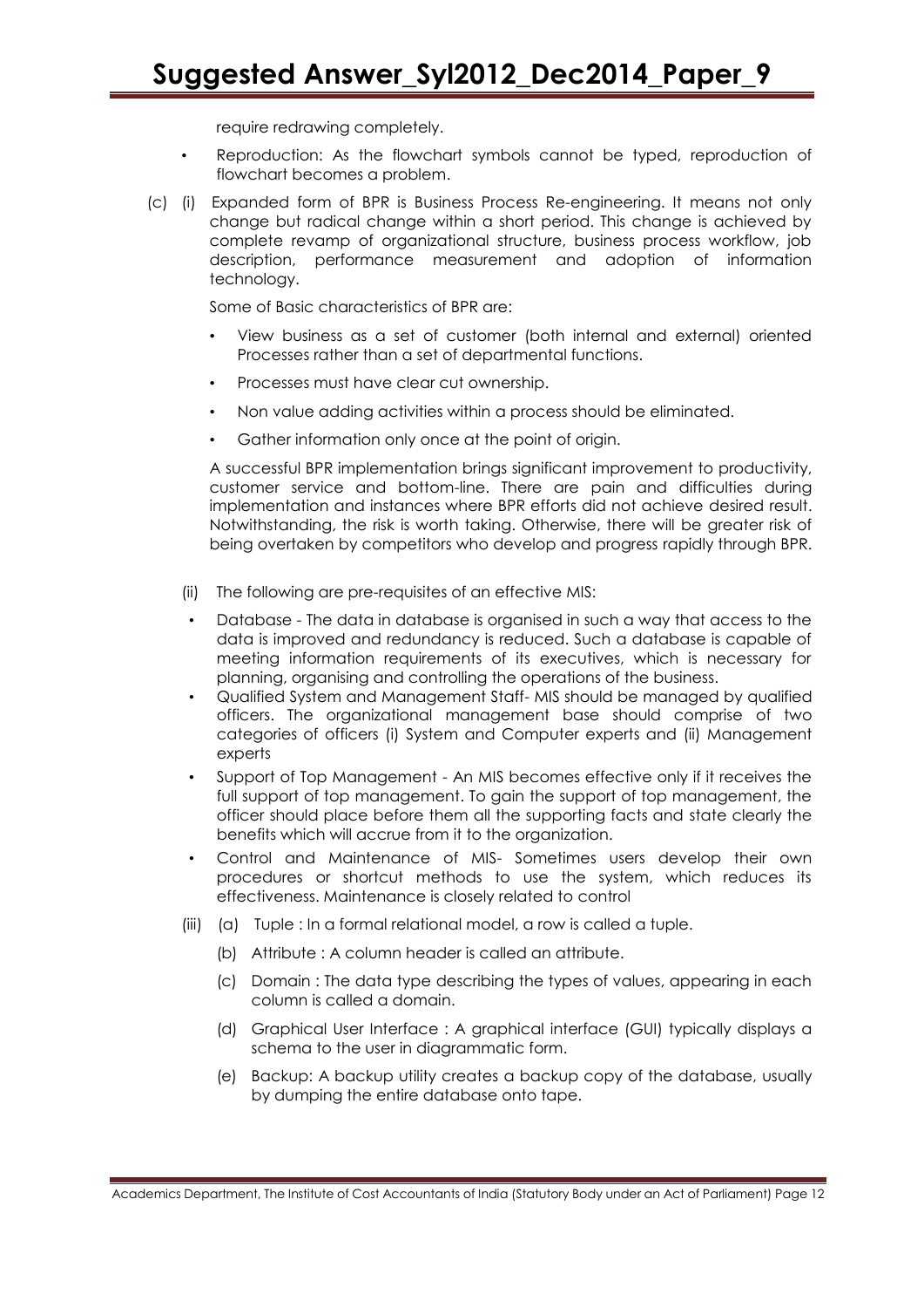require redrawing completely.

- Reproduction: As the flowchart symbols cannot be typed, reproduction of flowchart becomes a problem.

(c) (i) Expanded form of BPR is Business Process Re-engineering. It means not only change but radical change within a short period. This change is achieved by complete revamp of organizational structure, business process workflow, job description, performance measurement and adoption of information technology.

Some of Basic characteristics of BPR are:

- View business as a set of customer (both internal and external) oriented Processes rather than a set of departmental functions.
- Processes must have clear cut ownership.
- Non value adding activities within a process should be eliminated.
- Gather information only once at the point of origin.

A successful BPR implementation brings significant improvement to productivity, customer service and bottom-line. There are pain and difficulties during implementation and instances where BPR efforts did not achieve desired result. Notwithstanding, the risk is worth taking. Otherwise, there will be greater risk of being overtaken by competitors who develop and progress rapidly through BPR.

(ii) The following are pre-requisites of an effective MIS:

- Database - The data in database is organised in such a way that access to the data is improved and redundancy is reduced. Such a database is capable of meeting information requirements of its executives, which is necessary for planning, organising and controlling the operations of the business.
- Qualified System and Management Staff- MIS should be managed by qualified officers. The organizational management base should comprise of two categories of officers (i) System and Computer experts and (ii) Management experts
- Support of Top Management - An MIS becomes effective only if it receives the full support of top management. To gain the support of top management, the officer should place before them all the supporting facts and state clearly the benefits which will accrue from it to the organization.
- Control and Maintenance of MIS- Sometimes users develop their own procedures or shortcut methods to use the system, which reduces its effectiveness. Maintenance is closely related to control

(iii) (a) Tuple : In a formal relational model, a row is called a tuple.

(b) Attribute : A column header is called an attribute.

(c) Domain : The data type describing the types of values, appearing in each column is called a domain.

(d) Graphical User Interface : A graphical interface (GUI) typically displays a schema to the user in diagrammatic form.

(e) Backup: A backup utility creates a backup copy of the database, usually by dumping the entire database onto tape.